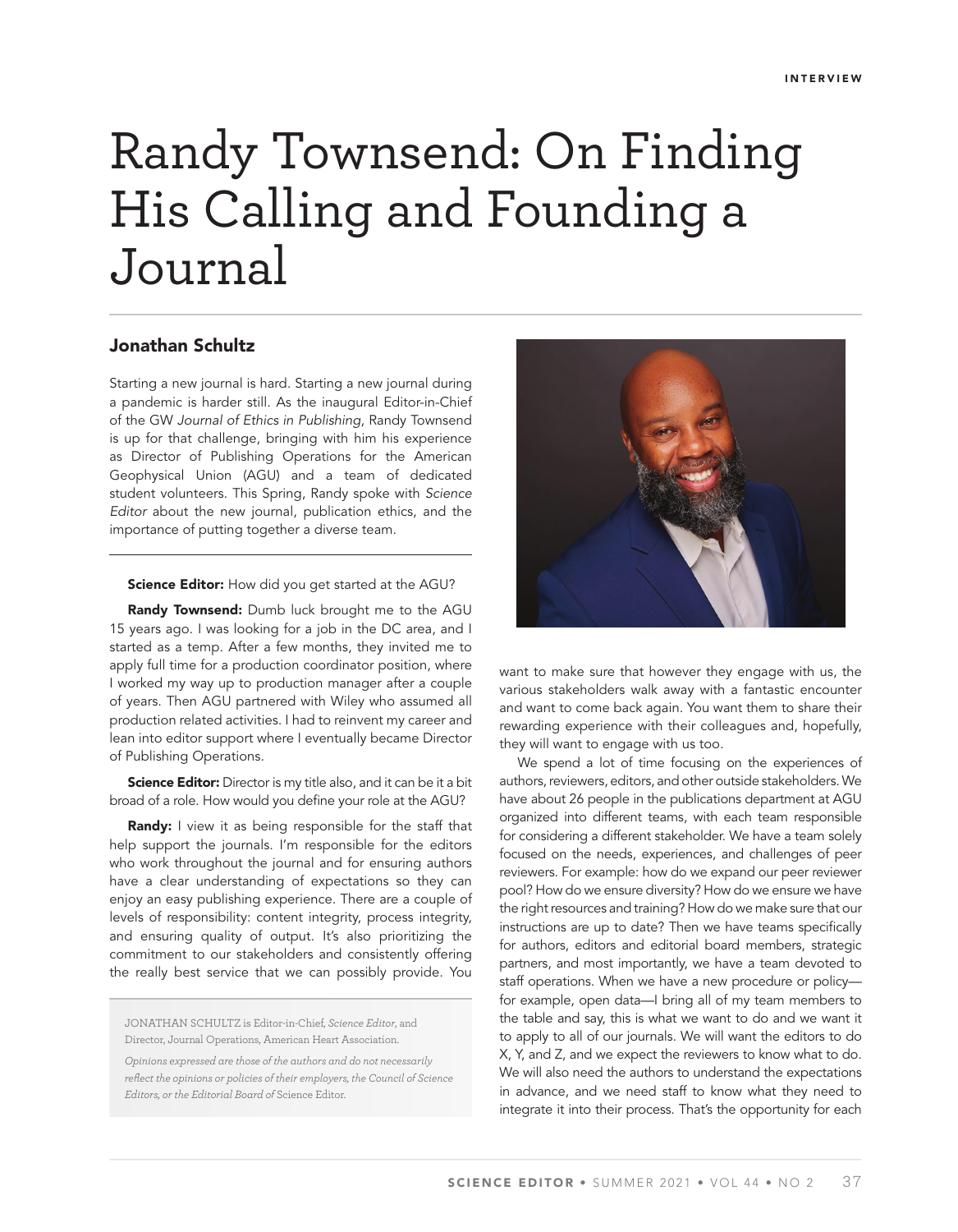INTERVIEW

# Randy Townsend: On Finding His Calling and Founding a Journal

## Jonathan Schultz

Starting a new journal is hard. Starting a new journal during a pandemic is harder still. As the inaugural Editor-in-Chief of the GW *Journal of Ethics in Publishing*, Randy Townsend is up for that challenge, bringing with him his experience as Director of Publishing Operations for the American Geophysical Union (AGU) and a team of dedicated student volunteers. This Spring, Randy spoke with *Science Editor* about the new journal, publication ethics, and the importance of putting together a diverse team.

---

**Science Editor:** How did you get started at the AGU?

**Randy Townsend:** Dumb luck brought me to the AGU 15 years ago. I was looking for a job in the DC area, and I started as a temp. After a few months, they invited me to apply full time for a production coordinator position, where I worked my way up to production manager after a couple of years. Then AGU partnered with Wiley who assumed all production related activities. I had to reinvent my career and lean into editor support where I eventually became Director of Publishing Operations.

**Science Editor:** Director is my title also, and it can be it a bit broad of a role. How would you define your role at the AGU?

**Randy:** I view it as being responsible for the staff that help support the journals. I'm responsible for the editors who work throughout the journal and for ensuring authors have a clear understanding of expectations so they can enjoy an easy publishing experience. There are a couple of levels of responsibility: content integrity, process integrity, and ensuring quality of output. It's also prioritizing the commitment to our stakeholders and consistently offering the really best service that we can possibly provide. You want to make sure that however they engage with us, the various stakeholders walk away with a fantastic encounter and want to come back again. You want them to share their rewarding experience with their colleagues and, hopefully, they will want to engage with us too.

We spend a lot of time focusing on the experiences of authors, reviewers, editors, and other outside stakeholders. We have about 26 people in the publications department at AGU organized into different teams, with each team responsible for considering a different stakeholder. We have a team solely focused on the needs, experiences, and challenges of peer reviewers. For example: how do we expand our peer reviewer pool? How do we ensure diversity? How do we ensure we have the right resources and training? How do we make sure that our instructions are up to date? Then we have teams specifically for authors, editors and editorial board members, strategic partners, and most importantly, we have a team devoted to staff operations. When we have a new procedure or policy—for example, open data—I bring all of my team members to the table and say, this is what we want to do and we want it to apply to all of our journals. We will want the editors to do X, Y, and Z, and we expect the reviewers to know what to do. We will also need the authors to understand the expectations in advance, and we need staff to know what they need to integrate it into their process. That's the opportunity for each

JONATHAN SCHULTZ is Editor-in-Chief, *Science Editor*, and Director, Journal Operations, American Heart Association.

*Opinions expressed are those of the authors and do not necessarily reflect the opinions or policies of their employers, the Council of Science Editors, or the Editorial Board of* Science Editor.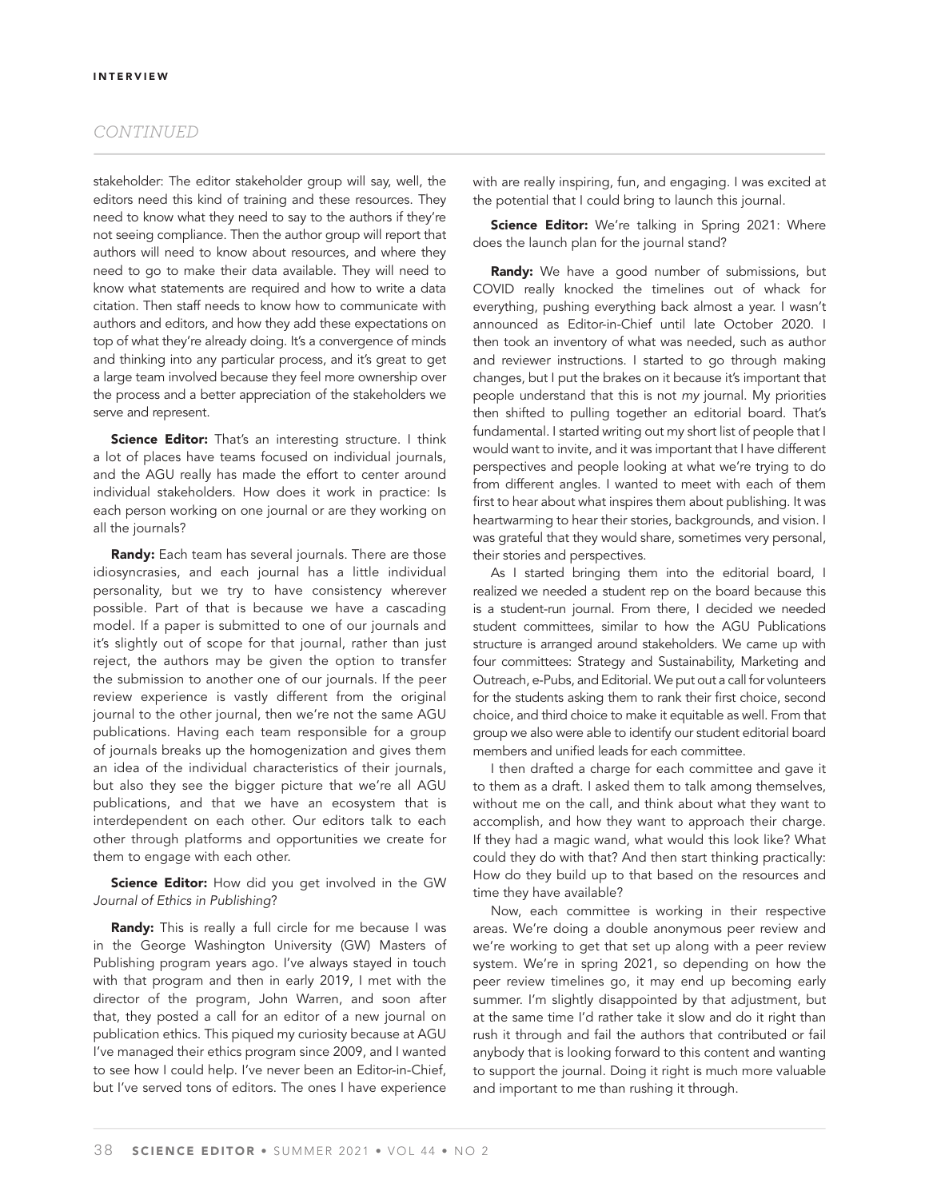stakeholder: The editor stakeholder group will say, well, the editors need this kind of training and these resources. They need to know what they need to say to the authors if they're not seeing compliance. Then the author group will report that authors will need to know about resources, and where they need to go to make their data available. They will need to know what statements are required and how to write a data citation. Then staff needs to know how to communicate with authors and editors, and how they add these expectations on top of what they're already doing. It's a convergence of minds and thinking into any particular process, and it's great to get a large team involved because they feel more ownership over the process and a better appreciation of the stakeholders we serve and represent.

**Science Editor:** That's an interesting structure. I think a lot of places have teams focused on individual journals, and the AGU really has made the effort to center around individual stakeholders. How does it work in practice: Is each person working on one journal or are they working on all the journals?

**Randy:** Each team has several journals. There are those idiosyncrasies, and each journal has a little individual personality, but we try to have consistency wherever possible. Part of that is because we have a cascading model. If a paper is submitted to one of our journals and it's slightly out of scope for that journal, rather than just reject, the authors may be given the option to transfer the submission to another one of our journals. If the peer review experience is vastly different from the original journal to the other journal, then we're not the same AGU publications. Having each team responsible for a group of journals breaks up the homogenization and gives them an idea of the individual characteristics of their journals, but also they see the bigger picture that we're all AGU publications, and that we have an ecosystem that is interdependent on each other. Our editors talk to each other through platforms and opportunities we create for them to engage with each other.

**Science Editor:** How did you get involved in the GW *Journal of Ethics in Publishing*?

**Randy:** This is really a full circle for me because I was in the George Washington University (GW) Masters of Publishing program years ago. I've always stayed in touch with that program and then in early 2019, I met with the director of the program, John Warren, and soon after that, they posted a call for an editor of a new journal on publication ethics. This piqued my curiosity because at AGU I've managed their ethics program since 2009, and I wanted to see how I could help. I've never been an Editor-in-Chief, but I've served tons of editors. The ones I have experience with are really inspiring, fun, and engaging. I was excited at the potential that I could bring to launch this journal.

**Science Editor:** We're talking in Spring 2021: Where does the launch plan for the journal stand?

**Randy:** We have a good number of submissions, but COVID really knocked the timelines out of whack for everything, pushing everything back almost a year. I wasn't announced as Editor-in-Chief until late October 2020. I then took an inventory of what was needed, such as author and reviewer instructions. I started to go through making changes, but I put the brakes on it because it's important that people understand that this is not *my* journal. My priorities then shifted to pulling together an editorial board. That's fundamental. I started writing out my short list of people that I would want to invite, and it was important that I have different perspectives and people looking at what we're trying to do from different angles. I wanted to meet with each of them first to hear about what inspires them about publishing. It was heartwarming to hear their stories, backgrounds, and vision. I was grateful that they would share, sometimes very personal, their stories and perspectives.

As I started bringing them into the editorial board, I realized we needed a student rep on the board because this is a student-run journal. From there, I decided we needed student committees, similar to how the AGU Publications structure is arranged around stakeholders. We came up with four committees: Strategy and Sustainability, Marketing and Outreach, e-Pubs, and Editorial. We put out a call for volunteers for the students asking them to rank their first choice, second choice, and third choice to make it equitable as well. From that group we also were able to identify our student editorial board members and unified leads for each committee.

I then drafted a charge for each committee and gave it to them as a draft. I asked them to talk among themselves, without me on the call, and think about what they want to accomplish, and how they want to approach their charge. If they had a magic wand, what would this look like? What could they do with that? And then start thinking practically: How do they build up to that based on the resources and time they have available?

Now, each committee is working in their respective areas. We're doing a double anonymous peer review and we're working to get that set up along with a peer review system. We're in spring 2021, so depending on how the peer review timelines go, it may end up becoming early summer. I'm slightly disappointed by that adjustment, but at the same time I'd rather take it slow and do it right than rush it through and fail the authors that contributed or fail anybody that is looking forward to this content and wanting to support the journal. Doing it right is much more valuable and important to me than rushing it through.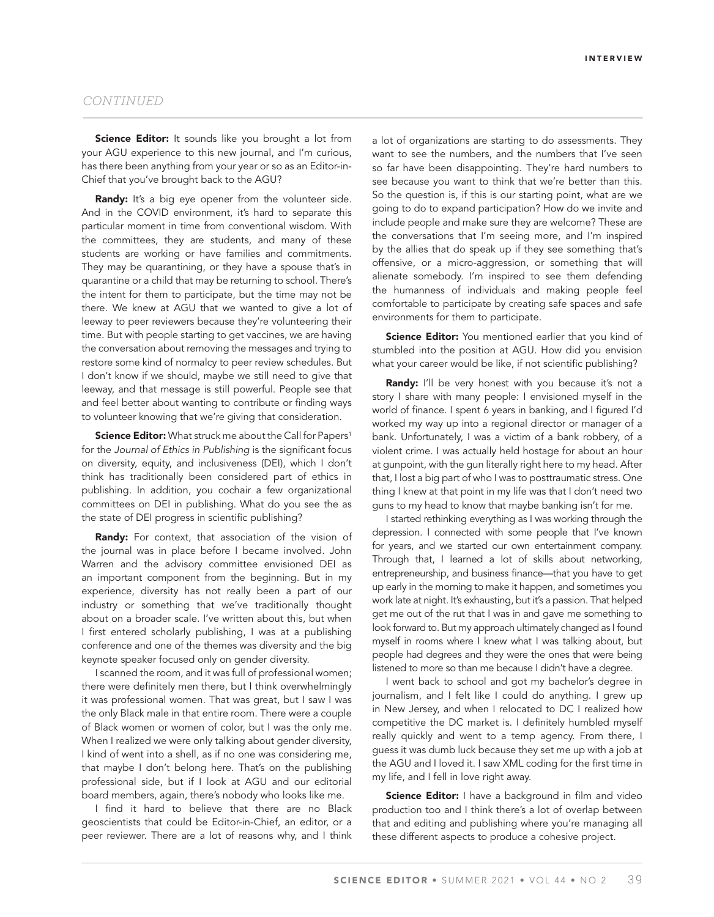*CONTINUED*

**Science Editor:** It sounds like you brought a lot from your AGU experience to this new journal, and I'm curious, has there been anything from your year or so as an Editor-in-Chief that you've brought back to the AGU?

**Randy:** It's a big eye opener from the volunteer side. And in the COVID environment, it's hard to separate this particular moment in time from conventional wisdom. With the committees, they are students, and many of these students are working or have families and commitments. They may be quarantining, or they have a spouse that's in quarantine or a child that may be returning to school. There's the intent for them to participate, but the time may not be there. We knew at AGU that we wanted to give a lot of leeway to peer reviewers because they're volunteering their time. But with people starting to get vaccines, we are having the conversation about removing the messages and trying to restore some kind of normalcy to peer review schedules. But I don't know if we should, maybe we still need to give that leeway, and that message is still powerful. People see that and feel better about wanting to contribute or finding ways to volunteer knowing that we're giving that consideration.

**Science Editor:** What struck me about the Call for Papers[1] for the *Journal of Ethics in Publishing* is the significant focus on diversity, equity, and inclusiveness (DEI), which I don't think has traditionally been considered part of ethics in publishing. In addition, you cochair a few organizational committees on DEI in publishing. What do you see the as the state of DEI progress in scientific publishing?

**Randy:** For context, that association of the vision of the journal was in place before I became involved. John Warren and the advisory committee envisioned DEI as an important component from the beginning. But in my experience, diversity has not really been a part of our industry or something that we've traditionally thought about on a broader scale. I've written about this, but when I first entered scholarly publishing, I was at a publishing conference and one of the themes was diversity and the big keynote speaker focused only on gender diversity.

I scanned the room, and it was full of professional women; there were definitely men there, but I think overwhelmingly it was professional women. That was great, but I saw I was the only Black male in that entire room. There were a couple of Black women or women of color, but I was the only me. When I realized we were only talking about gender diversity, I kind of went into a shell, as if no one was considering me, that maybe I don't belong here. That's on the publishing professional side, but if I look at AGU and our editorial board members, again, there's nobody who looks like me.

I find it hard to believe that there are no Black geoscientists that could be Editor-in-Chief, an editor, or a peer reviewer. There are a lot of reasons why, and I think a lot of organizations are starting to do assessments. They want to see the numbers, and the numbers that I've seen so far have been disappointing. They're hard numbers to see because you want to think that we're better than this. So the question is, if this is our starting point, what are we going to do to expand participation? How do we invite and include people and make sure they are welcome? These are the conversations that I'm seeing more, and I'm inspired by the allies that do speak up if they see something that's offensive, or a micro-aggression, or something that will alienate somebody. I'm inspired to see them defending the humanness of individuals and making people feel comfortable to participate by creating safe spaces and safe environments for them to participate.

**Science Editor:** You mentioned earlier that you kind of stumbled into the position at AGU. How did you envision what your career would be like, if not scientific publishing?

**Randy:** I'll be very honest with you because it's not a story I share with many people: I envisioned myself in the world of finance. I spent 6 years in banking, and I figured I'd worked my way up into a regional director or manager of a bank. Unfortunately, I was a victim of a bank robbery, of a violent crime. I was actually held hostage for about an hour at gunpoint, with the gun literally right here to my head. After that, I lost a big part of who I was to posttraumatic stress. One thing I knew at that point in my life was that I don't need two guns to my head to know that maybe banking isn't for me.

I started rethinking everything as I was working through the depression. I connected with some people that I've known for years, and we started our own entertainment company. Through that, I learned a lot of skills about networking, entrepreneurship, and business finance—that you have to get up early in the morning to make it happen, and sometimes you work late at night. It's exhausting, but it's a passion. That helped get me out of the rut that I was in and gave me something to look forward to. But my approach ultimately changed as I found myself in rooms where I knew what I was talking about, but people had degrees and they were the ones that were being listened to more so than me because I didn't have a degree.

I went back to school and got my bachelor's degree in journalism, and I felt like I could do anything. I grew up in New Jersey, and when I relocated to DC I realized how competitive the DC market is. I definitely humbled myself really quickly and went to a temp agency. From there, I guess it was dumb luck because they set me up with a job at the AGU and I loved it. I saw XML coding for the first time in my life, and I fell in love right away.

**Science Editor:** I have a background in film and video production too and I think there's a lot of overlap between that and editing and publishing where you're managing all these different aspects to produce a cohesive project.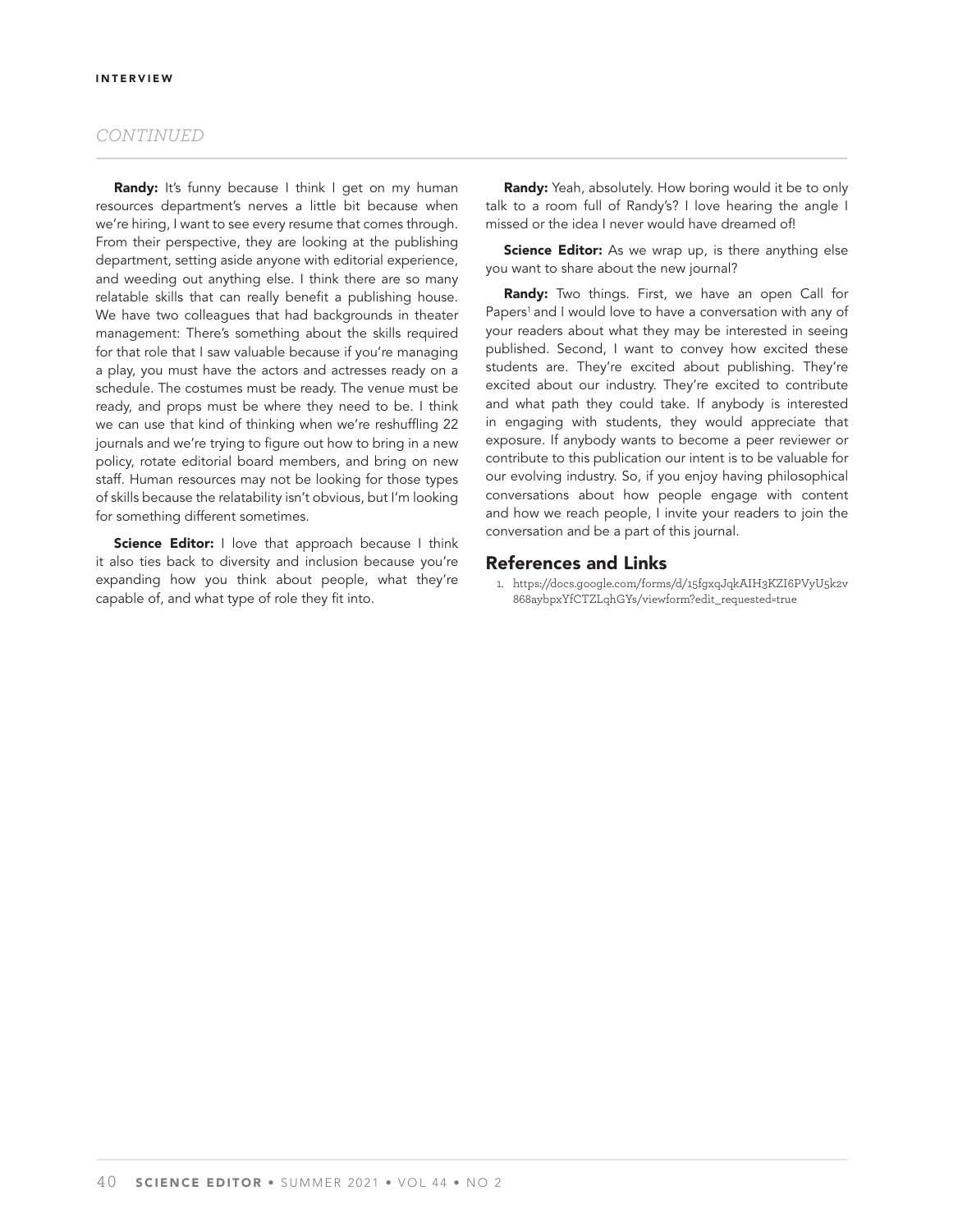*CONTINUED*

**Randy:** It's funny because I think I get on my human resources department's nerves a little bit because when we're hiring, I want to see every resume that comes through. From their perspective, they are looking at the publishing department, setting aside anyone with editorial experience, and weeding out anything else. I think there are so many relatable skills that can really benefit a publishing house. We have two colleagues that had backgrounds in theater management: There's something about the skills required for that role that I saw valuable because if you're managing a play, you must have the actors and actresses ready on a schedule. The costumes must be ready. The venue must be ready, and props must be where they need to be. I think we can use that kind of thinking when we're reshuffling 22 journals and we're trying to figure out how to bring in a new policy, rotate editorial board members, and bring on new staff. Human resources may not be looking for those types of skills because the relatability isn't obvious, but I'm looking for something different sometimes.

**Science Editor:** I love that approach because I think it also ties back to diversity and inclusion because you're expanding how you think about people, what they're capable of, and what type of role they fit into.

**Randy:** Yeah, absolutely. How boring would it be to only talk to a room full of Randy's? I love hearing the angle I missed or the idea I never would have dreamed of!

**Science Editor:** As we wrap up, is there anything else you want to share about the new journal?

**Randy:** Two things. First, we have an open Call for Papers[1] and I would love to have a conversation with any of your readers about what they may be interested in seeing published. Second, I want to convey how excited these students are. They're excited about publishing. They're excited about our industry. They're excited to contribute and what path they could take. If anybody is interested in engaging with students, they would appreciate that exposure. If anybody wants to become a peer reviewer or contribute to this publication our intent is to be valuable for our evolving industry. So, if you enjoy having philosophical conversations about how people engage with content and how we reach people, I invite your readers to join the conversation and be a part of this journal.

## References and Links

1. https://docs.google.com/forms/d/15fgxqJqkAIH3KZI6PVyU5k2v868aybpxYfCTZLqhGYs/viewform?edit_requested=true